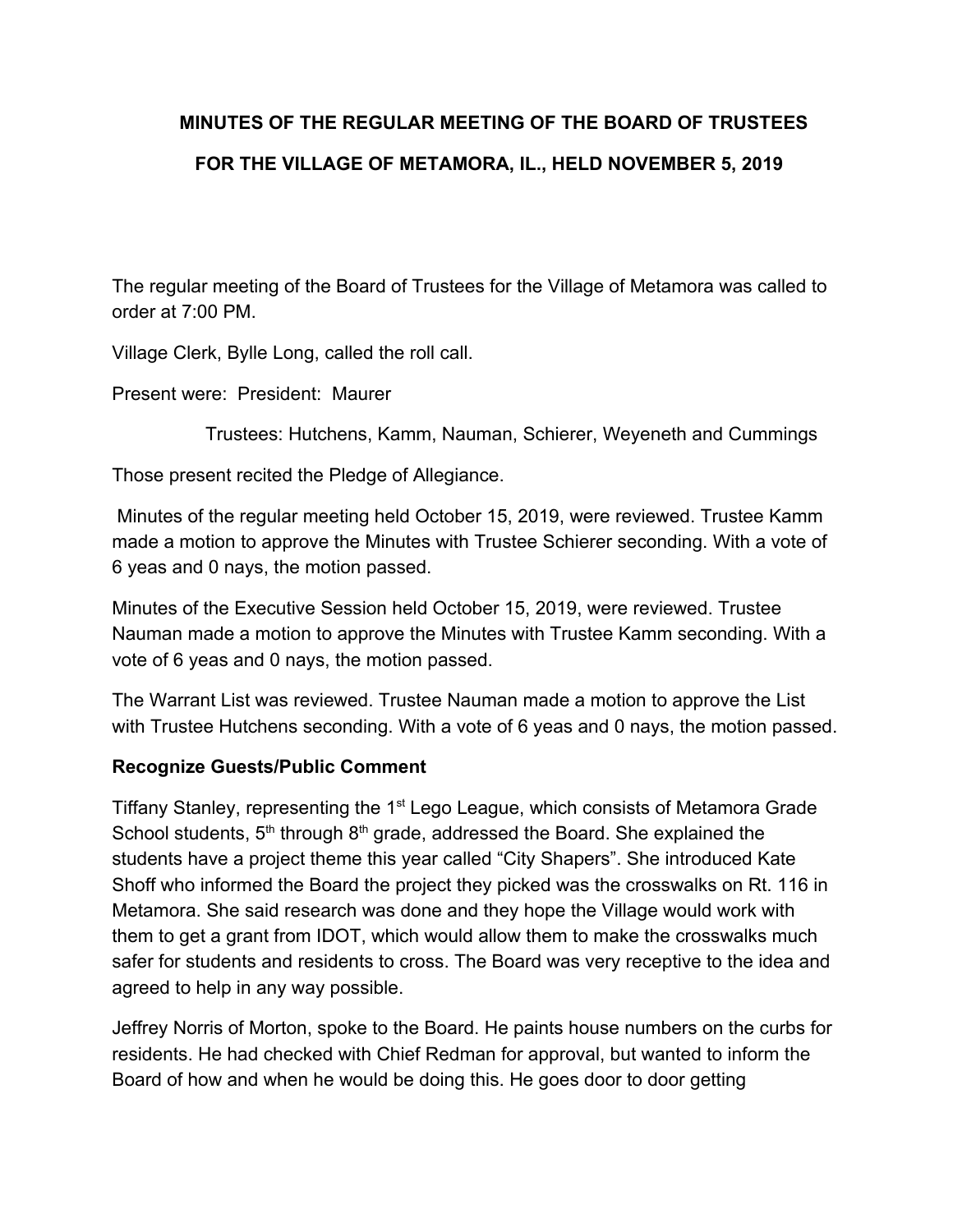# MINUTES OF THE REGULAR MEETING OF THE BOARD OF TRUSTEES

# FOR THE VILLAGE OF METAMORA, IL., HELD NOVEMBER 5, 2019

The regular meeting of the Board of Trustees for the Village of Metamora was called to order at 7:00 PM.

Village Clerk, Bylle Long, called the roll call.

Present were: President: Maurer

Trustees: Hutchens, Kamm, Nauman, Schierer, Weyeneth and Cummings

Those present recited the Pledge of Allegiance.

Minutes of the regular meeting held October 15, 2019, were reviewed. Trustee Kamm made a motion to approve the Minutes with Trustee Schierer seconding. With a vote of 6 yeas and 0 nays, the motion passed.

Minutes of the Executive Session held October 15, 2019, were reviewed. Trustee Nauman made a motion to approve the Minutes with Trustee Kamm seconding. With a vote of 6 yeas and 0 nays, the motion passed.

The Warrant List was reviewed. Trustee Nauman made a motion to approve the List with Trustee Hutchens seconding. With a vote of 6 yeas and 0 nays, the motion passed.

**Recognize Guests/Public Comment**

Tiffany Stanley, representing the 1st Lego League, which consists of Metamora Grade School students, 5th through 8th grade, addressed the Board. She explained the students have a project theme this year called "City Shapers". She introduced Kate Shoff who informed the Board the project they picked was the crosswalks on Rt. 116 in Metamora. She said research was done and they hope the Village would work with them to get a grant from IDOT, which would allow them to make the crosswalks much safer for students and residents to cross. The Board was very receptive to the idea and agreed to help in any way possible.

Jeffrey Norris of Morton, spoke to the Board. He paints house numbers on the curbs for residents. He had checked with Chief Redman for approval, but wanted to inform the Board of how and when he would be doing this. He goes door to door getting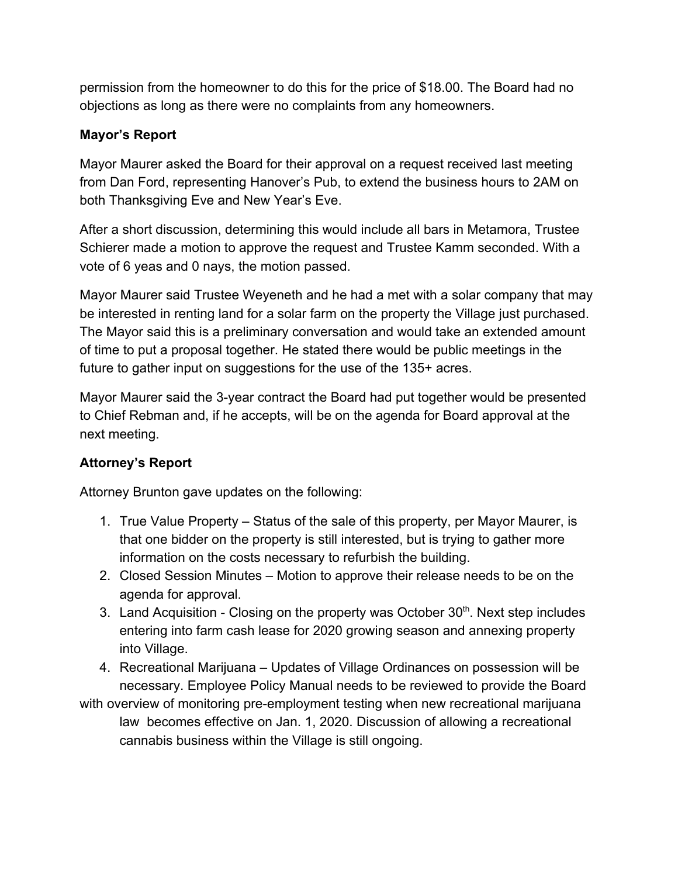permission from the homeowner to do this for the price of $18.00. The Board had no objections as long as there were no complaints from any homeowners.

**Mayor's Report**

Mayor Maurer asked the Board for their approval on a request received last meeting from Dan Ford, representing Hanover's Pub, to extend the business hours to 2AM on both Thanksgiving Eve and New Year's Eve.

After a short discussion, determining this would include all bars in Metamora, Trustee Schierer made a motion to approve the request and Trustee Kamm seconded. With a vote of 6 yeas and 0 nays, the motion passed.

Mayor Maurer said Trustee Weyeneth and he had a met with a solar company that may be interested in renting land for a solar farm on the property the Village just purchased. The Mayor said this is a preliminary conversation and would take an extended amount of time to put a proposal together. He stated there would be public meetings in the future to gather input on suggestions for the use of the 135+ acres.

Mayor Maurer said the 3-year contract the Board had put together would be presented to Chief Rebman and, if he accepts, will be on the agenda for Board approval at the next meeting.

**Attorney's Report**

Attorney Brunton gave updates on the following:

1. True Value Property – Status of the sale of this property, per Mayor Maurer, is that one bidder on the property is still interested, but is trying to gather more information on the costs necessary to refurbish the building.
2. Closed Session Minutes – Motion to approve their release needs to be on the agenda for approval.
3. Land Acquisition - Closing on the property was October 30th. Next step includes entering into farm cash lease for 2020 growing season and annexing property into Village.
4. Recreational Marijuana – Updates of Village Ordinances on possession will be necessary. Employee Policy Manual needs to be reviewed to provide the Board with overview of monitoring pre-employment testing when new recreational marijuana law becomes effective on Jan. 1, 2020. Discussion of allowing a recreational cannabis business within the Village is still ongoing.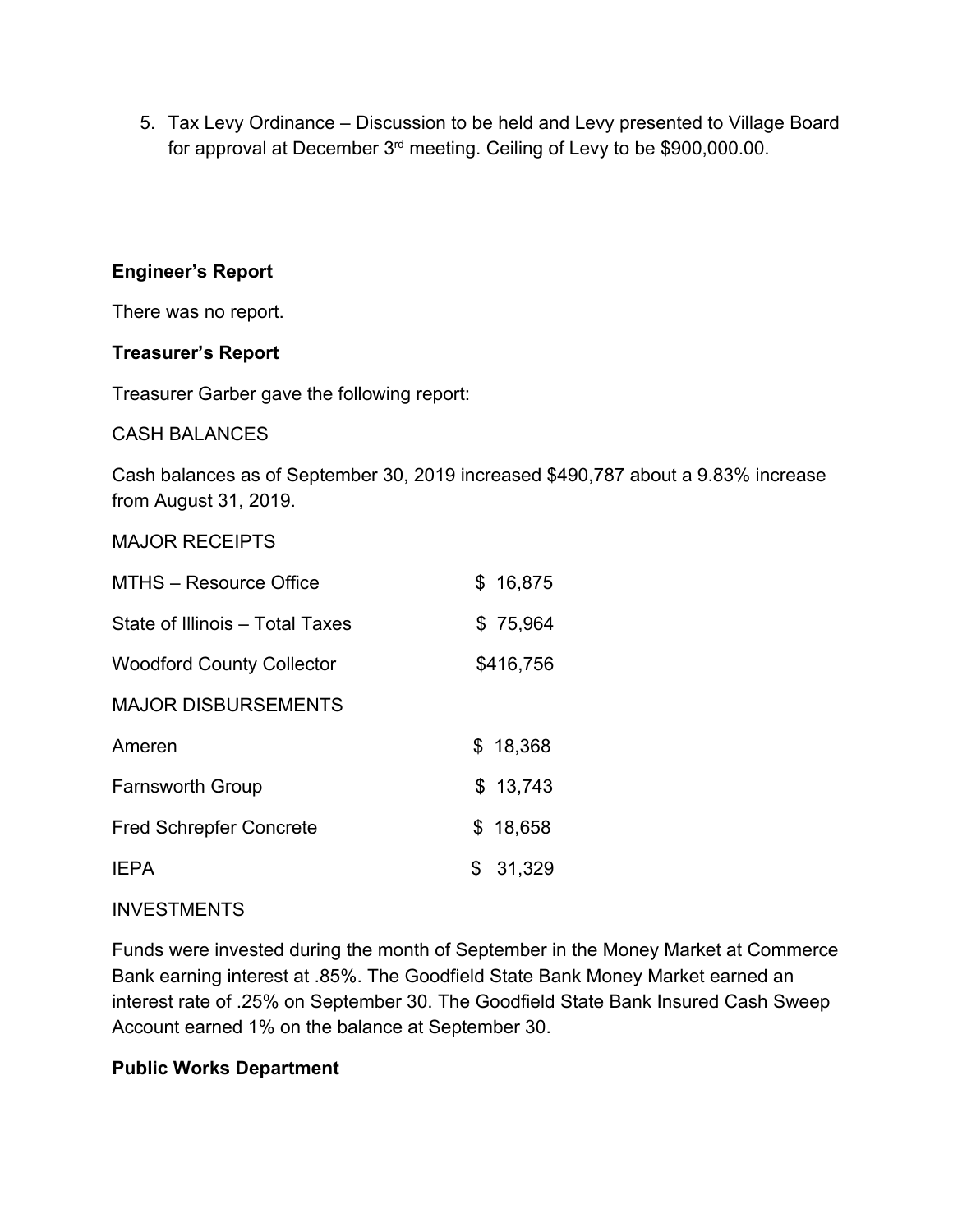5. Tax Levy Ordinance – Discussion to be held and Levy presented to Village Board for approval at December 3rd meeting. Ceiling of Levy to be $900,000.00.

**Engineer's Report**

There was no report.

**Treasurer's Report**

Treasurer Garber gave the following report:

CASH BALANCES

Cash balances as of September 30, 2019 increased $490,787 about a 9.83% increase from August 31, 2019.

MAJOR RECEIPTS

| | |
|---|---|
| MTHS – Resource Office | $ 16,875 |
| State of Illinois – Total Taxes | $ 75,964 |
| Woodford County Collector | $416,756 |

MAJOR DISBURSEMENTS

| | |
|---|---|
| Ameren | $ 18,368 |
| Farnsworth Group | $ 13,743 |
| Fred Schrepfer Concrete | $ 18,658 |
| IEPA | $ 31,329 |

INVESTMENTS

Funds were invested during the month of September in the Money Market at Commerce Bank earning interest at .85%. The Goodfield State Bank Money Market earned an interest rate of .25% on September 30. The Goodfield State Bank Insured Cash Sweep Account earned 1% on the balance at September 30.

**Public Works Department**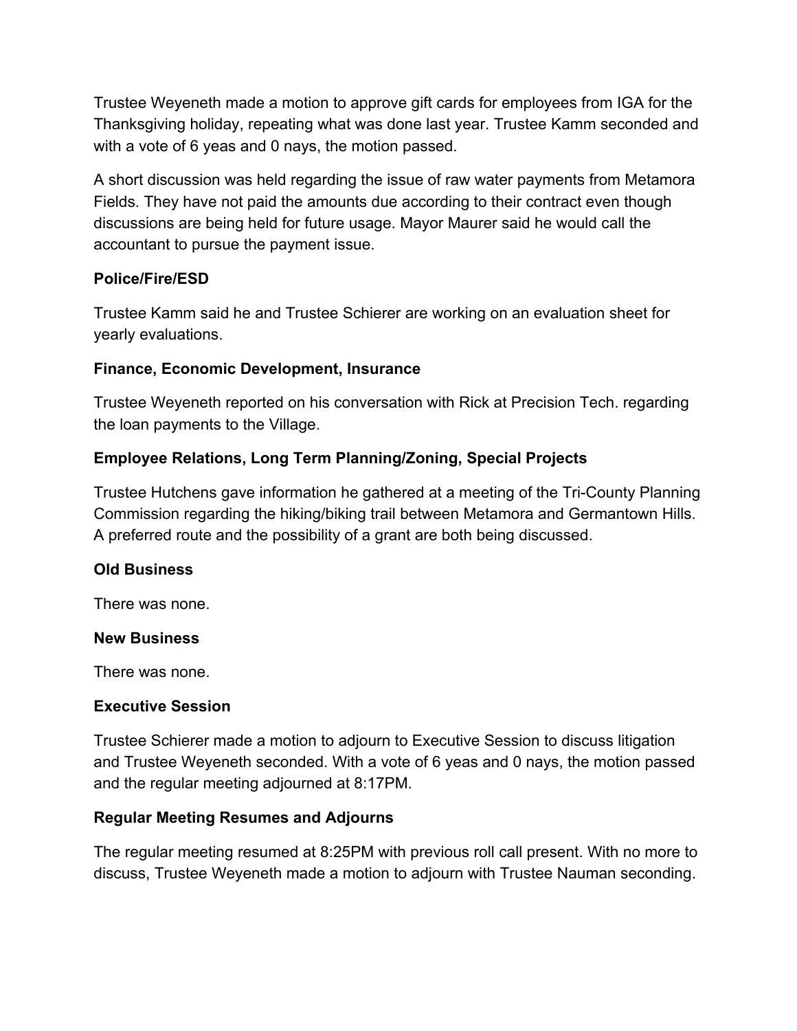Trustee Weyeneth made a motion to approve gift cards for employees from IGA for the Thanksgiving holiday, repeating what was done last year. Trustee Kamm seconded and with a vote of 6 yeas and 0 nays, the motion passed.

A short discussion was held regarding the issue of raw water payments from Metamora Fields. They have not paid the amounts due according to their contract even though discussions are being held for future usage. Mayor Maurer said he would call the accountant to pursue the payment issue.

**Police/Fire/ESD**

Trustee Kamm said he and Trustee Schierer are working on an evaluation sheet for yearly evaluations.

**Finance, Economic Development, Insurance**

Trustee Weyeneth reported on his conversation with Rick at Precision Tech. regarding the loan payments to the Village.

**Employee Relations, Long Term Planning/Zoning, Special Projects**

Trustee Hutchens gave information he gathered at a meeting of the Tri-County Planning Commission regarding the hiking/biking trail between Metamora and Germantown Hills. A preferred route and the possibility of a grant are both being discussed.

**Old Business**

There was none.

**New Business**

There was none.

**Executive Session**

Trustee Schierer made a motion to adjourn to Executive Session to discuss litigation and Trustee Weyeneth seconded. With a vote of 6 yeas and 0 nays, the motion passed and the regular meeting adjourned at 8:17PM.

**Regular Meeting Resumes and Adjourns**

The regular meeting resumed at 8:25PM with previous roll call present. With no more to discuss, Trustee Weyeneth made a motion to adjourn with Trustee Nauman seconding.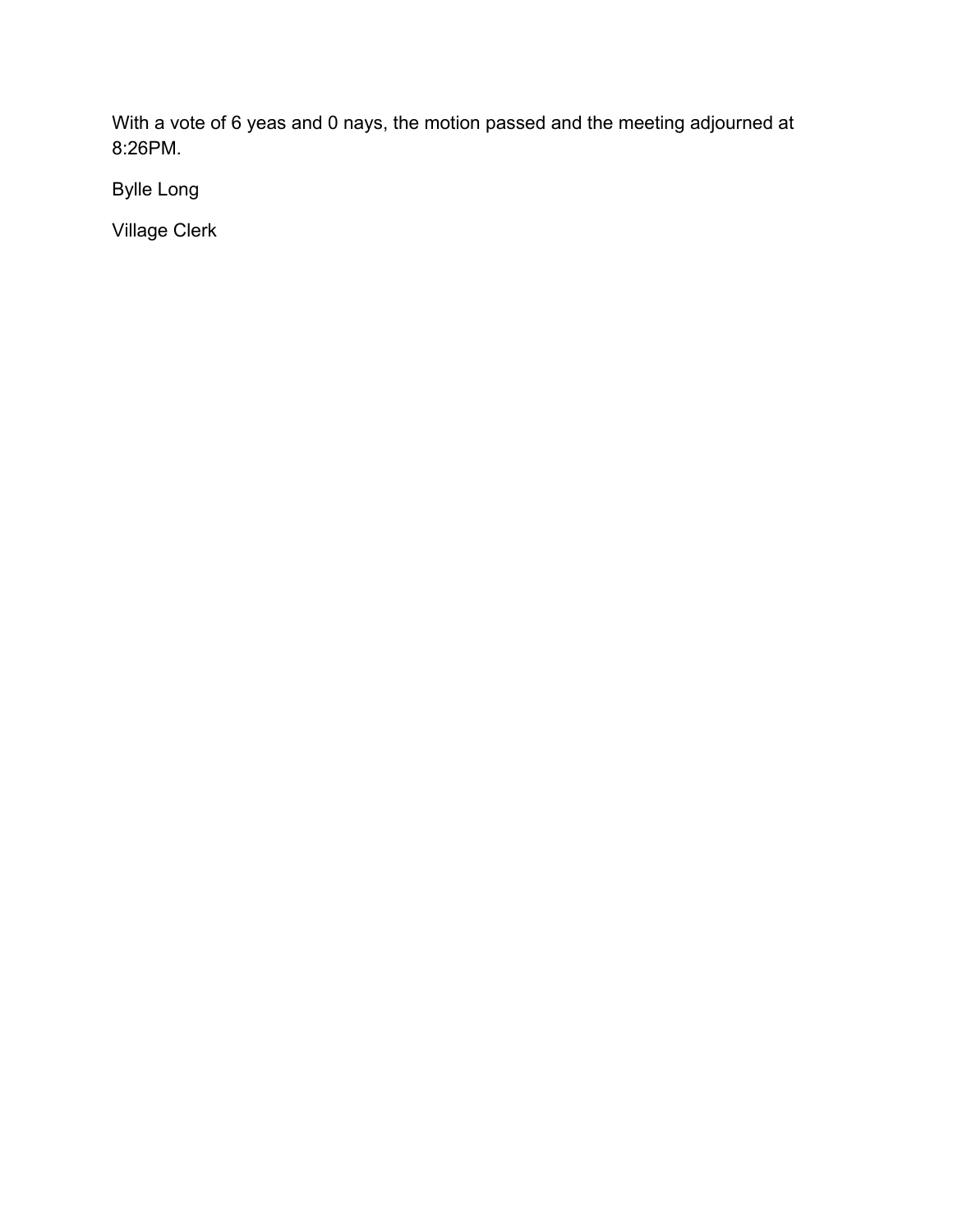With a vote of 6 yeas and 0 nays, the motion passed and the meeting adjourned at 8:26PM.

Bylle Long

Village Clerk